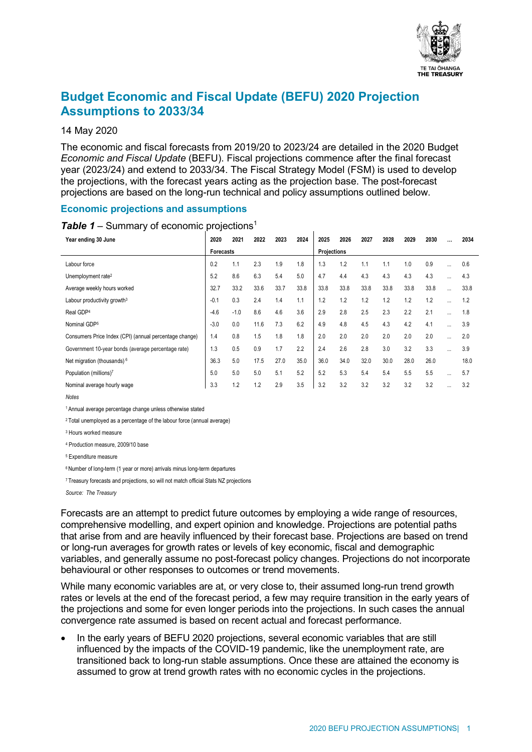# Budget Economic and Fiscal Update (BEFU) 2020 Projection Assumptions to 2033/34

14 May 2020

The economic and fiscal forecasts from 2019/20 to 2023/24 are detailed in the 2020 Budget *Economic and Fiscal Update* (BEFU). Fiscal projections commence after the final forecast year (2023/24) and extend to 2033/34. The Fiscal Strategy Model (FSM) is used to develop the projections, with the forecast years acting as the projection base. The post-forecast projections are based on the long-run technical and policy assumptions outlined below.

## Economic projections and assumptions

***Table 1*** – Summary of economic projections[1]

| Year ending 30 June | 2020 | 2021 | 2022 | 2023 | 2024 | 2025 | 2026 | 2027 | 2028 | 2029 | 2030 | ... | 2034 |
|---|---|---|---|---|---|---|---|---|---|---|---|---|---|
| | Forecasts | | | | | Projections | | | | | | | |
| Labour force | 0.2 | 1.1 | 2.3 | 1.9 | 1.8 | 1.3 | 1.2 | 1.1 | 1.1 | 1.0 | 0.9 | ... | 0.6 |
| Unemployment rate[2] | 5.2 | 8.6 | 6.3 | 5.4 | 5.0 | 4.7 | 4.4 | 4.3 | 4.3 | 4.3 | 4.3 | ... | 4.3 |
| Average weekly hours worked | 32.7 | 33.2 | 33.6 | 33.7 | 33.8 | 33.8 | 33.8 | 33.8 | 33.8 | 33.8 | 33.8 | ... | 33.8 |
| Labour productivity growth[3] | -0.1 | 0.3 | 2.4 | 1.4 | 1.1 | 1.2 | 1.2 | 1.2 | 1.2 | 1.2 | 1.2 | ... | 1.2 |
| Real GDP[4] | -4.6 | -1.0 | 8.6 | 4.6 | 3.6 | 2.9 | 2.8 | 2.5 | 2.3 | 2.2 | 2.1 | ... | 1.8 |
| Nominal GDP[5] | -3.0 | 0.0 | 11.6 | 7.3 | 6.2 | 4.9 | 4.8 | 4.5 | 4.3 | 4.2 | 4.1 | ... | 3.9 |
| Consumers Price Index (CPI) (annual percentage change) | 1.4 | 0.8 | 1.5 | 1.8 | 1.8 | 2.0 | 2.0 | 2.0 | 2.0 | 2.0 | 2.0 | ... | 2.0 |
| Government 10-year bonds (average percentage rate) | 1.3 | 0.5 | 0.9 | 1.7 | 2.2 | 2.4 | 2.6 | 2.8 | 3.0 | 3.2 | 3.3 | ... | 3.9 |
| Net migration (thousands)[6] | 36.3 | 5.0 | 17.5 | 27.0 | 35.0 | 36.0 | 34.0 | 32.0 | 30.0 | 28.0 | 26.0 | | 18.0 |
| Population (millions)[7] | 5.0 | 5.0 | 5.0 | 5.1 | 5.2 | 5.2 | 5.3 | 5.4 | 5.4 | 5.5 | 5.5 | ... | 5.7 |
| Nominal average hourly wage | 3.3 | 1.2 | 1.2 | 2.9 | 3.5 | 3.2 | 3.2 | 3.2 | 3.2 | 3.2 | 3.2 | ... | 3.2 |

*Notes*

[1] Annual average percentage change unless otherwise stated

[2] Total unemployed as a percentage of the labour force (annual average)

[3] Hours worked measure

[4] Production measure, 2009/10 base

[5] Expenditure measure

[6] Number of long-term (1 year or more) arrivals minus long-term departures

[7] Treasury forecasts and projections, so will not match official Stats NZ projections

*Source: The Treasury*

Forecasts are an attempt to predict future outcomes by employing a wide range of resources, comprehensive modelling, and expert opinion and knowledge. Projections are potential paths that arise from and are heavily influenced by their forecast base. Projections are based on trend or long-run averages for growth rates or levels of key economic, fiscal and demographic variables, and generally assume no post-forecast policy changes. Projections do not incorporate behavioural or other responses to outcomes or trend movements.

While many economic variables are at, or very close to, their assumed long-run trend growth rates or levels at the end of the forecast period, a few may require transition in the early years of the projections and some for even longer periods into the projections. In such cases the annual convergence rate assumed is based on recent actual and forecast performance.

- In the early years of BEFU 2020 projections, several economic variables that are still influenced by the impacts of the COVID-19 pandemic, like the unemployment rate, are transitioned back to long-run stable assumptions. Once these are attained the economy is assumed to grow at trend growth rates with no economic cycles in the projections.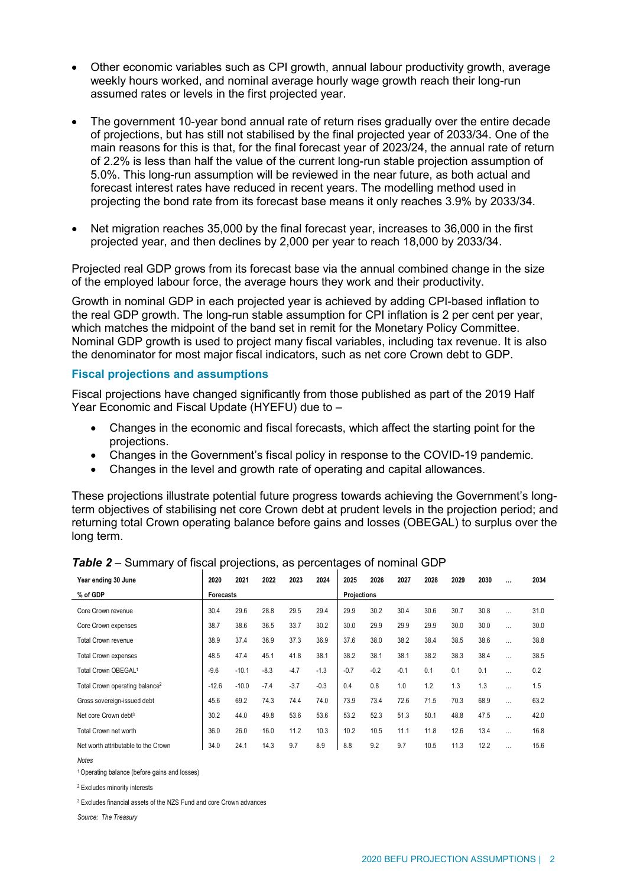- Other economic variables such as CPI growth, annual labour productivity growth, average weekly hours worked, and nominal average hourly wage growth reach their long-run assumed rates or levels in the first projected year.

- The government 10-year bond annual rate of return rises gradually over the entire decade of projections, but has still not stabilised by the final projected year of 2033/34. One of the main reasons for this is that, for the final forecast year of 2023/24, the annual rate of return of 2.2% is less than half the value of the current long-run stable projection assumption of 5.0%. This long-run assumption will be reviewed in the near future, as both actual and forecast interest rates have reduced in recent years. The modelling method used in projecting the bond rate from its forecast base means it only reaches 3.9% by 2033/34.

- Net migration reaches 35,000 by the final forecast year, increases to 36,000 in the first projected year, and then declines by 2,000 per year to reach 18,000 by 2033/34.

Projected real GDP grows from its forecast base via the annual combined change in the size of the employed labour force, the average hours they work and their productivity.

Growth in nominal GDP in each projected year is achieved by adding CPI-based inflation to the real GDP growth. The long-run stable assumption for CPI inflation is 2 per cent per year, which matches the midpoint of the band set in remit for the Monetary Policy Committee. Nominal GDP growth is used to project many fiscal variables, including tax revenue. It is also the denominator for most major fiscal indicators, such as net core Crown debt to GDP.

### Fiscal projections and assumptions

Fiscal projections have changed significantly from those published as part of the 2019 Half Year Economic and Fiscal Update (HYEFU) due to –

- Changes in the economic and fiscal forecasts, which affect the starting point for the projections.
- Changes in the Government's fiscal policy in response to the COVID-19 pandemic.
- Changes in the level and growth rate of operating and capital allowances.

These projections illustrate potential future progress towards achieving the Government's long-term objectives of stabilising net core Crown debt at prudent levels in the projection period; and returning total Crown operating balance before gains and losses (OBEGAL) to surplus over the long term.

***Table 2*** – Summary of fiscal projections, as percentages of nominal GDP

| Year ending 30 June | 2020 | 2021 | 2022 | 2023 | 2024 | 2025 | 2026 | 2027 | 2028 | 2029 | 2030 | … | 2034 |
|---|---|---|---|---|---|---|---|---|---|---|---|---|---|
| % of GDP | Forecasts | | | | | Projections | | | | | | | |
| Core Crown revenue | 30.4 | 29.6 | 28.8 | 29.5 | 29.4 | 29.9 | 30.2 | 30.4 | 30.6 | 30.7 | 30.8 | … | 31.0 |
| Core Crown expenses | 38.7 | 38.6 | 36.5 | 33.7 | 30.2 | 30.0 | 29.9 | 29.9 | 29.9 | 30.0 | 30.0 | … | 30.0 |
| Total Crown revenue | 38.9 | 37.4 | 36.9 | 37.3 | 36.9 | 37.6 | 38.0 | 38.2 | 38.4 | 38.5 | 38.6 | … | 38.8 |
| Total Crown expenses | 48.5 | 47.4 | 45.1 | 41.8 | 38.1 | 38.2 | 38.1 | 38.1 | 38.2 | 38.3 | 38.4 | … | 38.5 |
| Total Crown OBEGAL[1] | -9.6 | -10.1 | -8.3 | -4.7 | -1.3 | -0.7 | -0.2 | -0.1 | 0.1 | 0.1 | 0.1 | … | 0.2 |
| Total Crown operating balance[2] | -12.6 | -10.0 | -7.4 | -3.7 | -0.3 | 0.4 | 0.8 | 1.0 | 1.2 | 1.3 | 1.3 | … | 1.5 |
| Gross sovereign-issued debt | 45.6 | 69.2 | 74.3 | 74.4 | 74.0 | 73.9 | 73.4 | 72.6 | 71.5 | 70.3 | 68.9 | … | 63.2 |
| Net core Crown debt[3] | 30.2 | 44.0 | 49.8 | 53.6 | 53.6 | 53.2 | 52.3 | 51.3 | 50.1 | 48.8 | 47.5 | … | 42.0 |
| Total Crown net worth | 36.0 | 26.0 | 16.0 | 11.2 | 10.3 | 10.2 | 10.5 | 11.1 | 11.8 | 12.6 | 13.4 | … | 16.8 |
| Net worth attributable to the Crown | 34.0 | 24.1 | 14.3 | 9.7 | 8.9 | 8.8 | 9.2 | 9.7 | 10.5 | 11.3 | 12.2 | … | 15.6 |

*Notes*

[1] Operating balance (before gains and losses)

[2] Excludes minority interests

[3] Excludes financial assets of the NZS Fund and core Crown advances

*Source: The Treasury*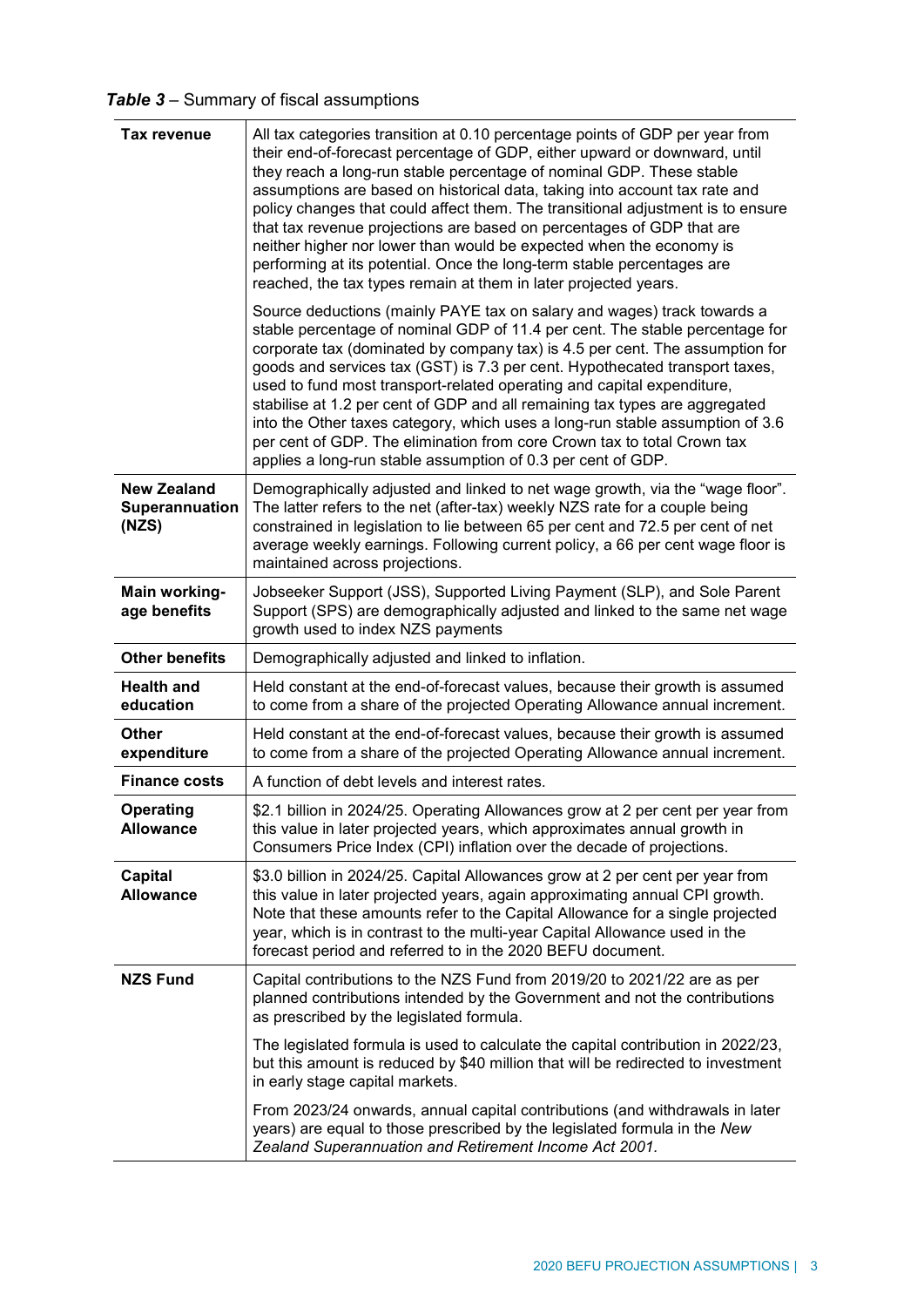***Table 3*** – Summary of fiscal assumptions

| | |
|---|---|
| **Tax revenue** | All tax categories transition at 0.10 percentage points of GDP per year from their end-of-forecast percentage of GDP, either upward or downward, until they reach a long-run stable percentage of nominal GDP. These stable assumptions are based on historical data, taking into account tax rate and policy changes that could affect them. The transitional adjustment is to ensure that tax revenue projections are based on percentages of GDP that are neither higher nor lower than would be expected when the economy is performing at its potential. Once the long-term stable percentages are reached, the tax types remain at them in later projected years.<br><br>Source deductions (mainly PAYE tax on salary and wages) track towards a stable percentage of nominal GDP of 11.4 per cent. The stable percentage for corporate tax (dominated by company tax) is 4.5 per cent. The assumption for goods and services tax (GST) is 7.3 per cent. Hypothecated transport taxes, used to fund most transport-related operating and capital expenditure, stabilise at 1.2 per cent of GDP and all remaining tax types are aggregated into the Other taxes category, which uses a long-run stable assumption of 3.6 per cent of GDP. The elimination from core Crown tax to total Crown tax applies a long-run stable assumption of 0.3 per cent of GDP. |
| **New Zealand Superannuation (NZS)** | Demographically adjusted and linked to net wage growth, via the "wage floor". The latter refers to the net (after-tax) weekly NZS rate for a couple being constrained in legislation to lie between 65 per cent and 72.5 per cent of net average weekly earnings. Following current policy, a 66 per cent wage floor is maintained across projections. |
| **Main working-age benefits** | Jobseeker Support (JSS), Supported Living Payment (SLP), and Sole Parent Support (SPS) are demographically adjusted and linked to the same net wage growth used to index NZS payments |
| **Other benefits** | Demographically adjusted and linked to inflation. |
| **Health and education** | Held constant at the end-of-forecast values, because their growth is assumed to come from a share of the projected Operating Allowance annual increment. |
| **Other expenditure** | Held constant at the end-of-forecast values, because their growth is assumed to come from a share of the projected Operating Allowance annual increment. |
| **Finance costs** | A function of debt levels and interest rates. |
| **Operating Allowance** | $2.1 billion in 2024/25. Operating Allowances grow at 2 per cent per year from this value in later projected years, which approximates annual growth in Consumers Price Index (CPI) inflation over the decade of projections. |
| **Capital Allowance** | $3.0 billion in 2024/25. Capital Allowances grow at 2 per cent per year from this value in later projected years, again approximating annual CPI growth. Note that these amounts refer to the Capital Allowance for a single projected year, which is in contrast to the multi-year Capital Allowance used in the forecast period and referred to in the 2020 BEFU document. |
| **NZS Fund** | Capital contributions to the NZS Fund from 2019/20 to 2021/22 are as per planned contributions intended by the Government and not the contributions as prescribed by the legislated formula.<br><br>The legislated formula is used to calculate the capital contribution in 2022/23, but this amount is reduced by $40 million that will be redirected to investment in early stage capital markets.<br><br>From 2023/24 onwards, annual capital contributions (and withdrawals in later years) are equal to those prescribed by the legislated formula in the *New Zealand Superannuation and Retirement Income Act 2001.* |